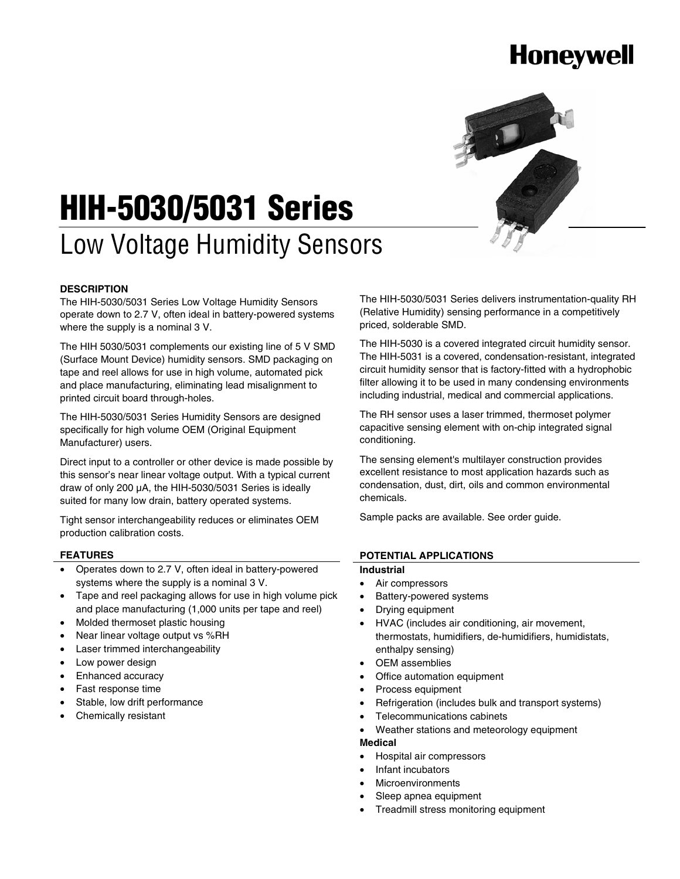Honeywell

# HIH-5030/5031 Series

## Low Voltage Humidity Sensors

### DESCRIPTION

The HIH-5030/5031 Series Low Voltage Humidity Sensors operate down to 2.7 V, often ideal in battery-powered systems where the supply is a nominal 3 V.

The HIH 5030/5031 complements our existing line of 5 V SMD (Surface Mount Device) humidity sensors. SMD packaging on tape and reel allows for use in high volume, automated pick and place manufacturing, eliminating lead misalignment to printed circuit board through-holes.

The HIH-5030/5031 Series Humidity Sensors are designed specifically for high volume OEM (Original Equipment Manufacturer) users.

Direct input to a controller or other device is made possible by this sensor's near linear voltage output. With a typical current draw of only 200 μA, the HIH-5030/5031 Series is ideally suited for many low drain, battery operated systems.

Tight sensor interchangeability reduces or eliminates OEM production calibration costs.

The HIH-5030/5031 Series delivers instrumentation-quality RH (Relative Humidity) sensing performance in a competitively priced, solderable SMD.

The HIH-5030 is a covered integrated circuit humidity sensor. The HIH-5031 is a covered, condensation-resistant, integrated circuit humidity sensor that is factory-fitted with a hydrophobic filter allowing it to be used in many condensing environments including industrial, medical and commercial applications.

The RH sensor uses a laser trimmed, thermoset polymer capacitive sensing element with on-chip integrated signal conditioning.

The sensing element's multilayer construction provides excellent resistance to most application hazards such as condensation, dust, dirt, oils and common environmental chemicals.

Sample packs are available. See order guide.

### FEATURES

- Operates down to 2.7 V, often ideal in battery-powered systems where the supply is a nominal 3 V.
- Tape and reel packaging allows for use in high volume pick and place manufacturing (1,000 units per tape and reel)
- Molded thermoset plastic housing
- Near linear voltage output vs %RH
- Laser trimmed interchangeability
- Low power design
- Enhanced accuracy
- Fast response time
- Stable, low drift performance
- Chemically resistant

### POTENTIAL APPLICATIONS

**Industrial**

- Air compressors
- Battery-powered systems
- Drying equipment
- HVAC (includes air conditioning, air movement, thermostats, humidifiers, de-humidifiers, humidistats, enthalpy sensing)
- OEM assemblies
- Office automation equipment
- Process equipment
- Refrigeration (includes bulk and transport systems)
- Telecommunications cabinets
- Weather stations and meteorology equipment

**Medical**

- Hospital air compressors
- Infant incubators
- Microenvironments
- Sleep apnea equipment
- Treadmill stress monitoring equipment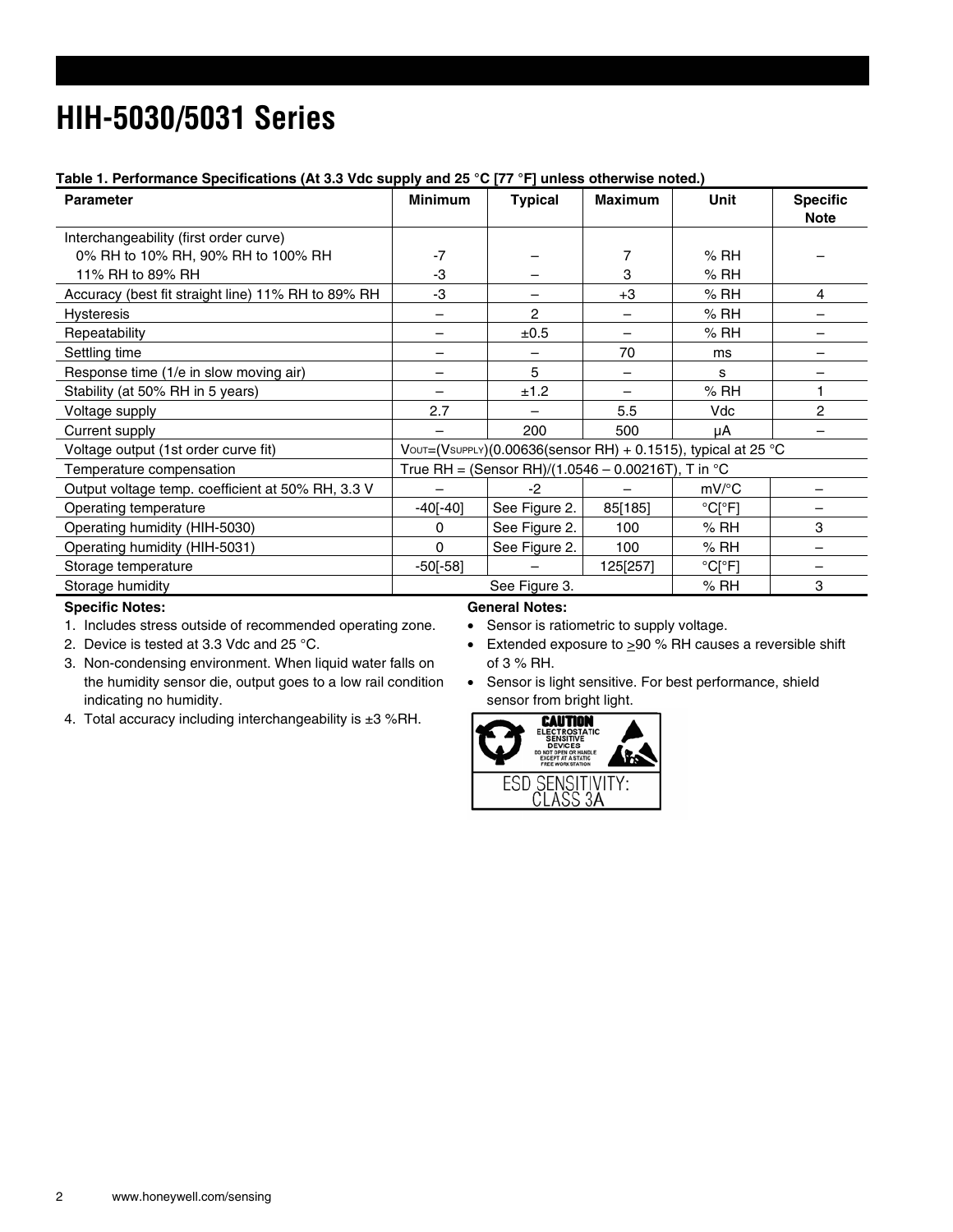# HIH-5030/5031 Series

**Table 1. Performance Specifications (At 3.3 Vdc supply and 25 °C [77 °F] unless otherwise noted.)**

| Parameter | Minimum | Typical | Maximum | Unit | Specific Note |
|---|---|---|---|---|---|
| Interchangeability (first order curve) | | | | | |
| 0% RH to 10% RH, 90% RH to 100% RH | -7 | – | 7 | % RH | – |
| 11% RH to 89% RH | -3 | – | 3 | % RH | |
| Accuracy (best fit straight line) 11% RH to 89% RH | -3 | – | +3 | % RH | 4 |
| Hysteresis | – | 2 | – | % RH | – |
| Repeatability | – | ±0.5 | – | % RH | – |
| Settling time | – | – | 70 | ms | – |
| Response time (1/e in slow moving air) | – | 5 | – | s | – |
| Stability (at 50% RH in 5 years) | – | ±1.2 | – | % RH | 1 |
| Voltage supply | 2.7 | – | 5.5 | Vdc | 2 |
| Current supply | – | 200 | 500 | µA | – |
| Voltage output (1st order curve fit) | $V_{OUT}=(V_{SUPPLY})(0.00636(\text{sensor RH}) + 0.1515)$, typical at 25 °C | | | | |
| Temperature compensation | True RH = (Sensor RH)/(1.0546 – 0.00216T), T in °C | | | | |
| Output voltage temp. coefficient at 50% RH, 3.3 V | – | -2 | – | mV/°C | – |
| Operating temperature | -40[-40] | See Figure 2. | 85[185] | °C[°F] | – |
| Operating humidity (HIH-5030) | 0 | See Figure 2. | 100 | % RH | 3 |
| Operating humidity (HIH-5031) | 0 | See Figure 2. | 100 | % RH | – |
| Storage temperature | -50[-58] | – | 125[257] | °C[°F] | – |
| Storage humidity | See Figure 3. | | | % RH | 3 |

**Specific Notes:**

1. Includes stress outside of recommended operating zone.
2. Device is tested at 3.3 Vdc and 25 °C.
3. Non-condensing environment. When liquid water falls on the humidity sensor die, output goes to a low rail condition indicating no humidity.
4. Total accuracy including interchangeability is ±3 %RH.

**General Notes:**

- Sensor is ratiometric to supply voltage.
- Extended exposure to ≥90 % RH causes a reversible shift of 3 % RH.
- Sensor is light sensitive. For best performance, shield sensor from bright light.

CAUTION
ELECTROSTATIC SENSITIVE DEVICES
DO NOT OPEN OR HANDLE EXCEPT AT A STATIC FREE WORKSTATION

ESD SENSITIVITY: CLASS 3A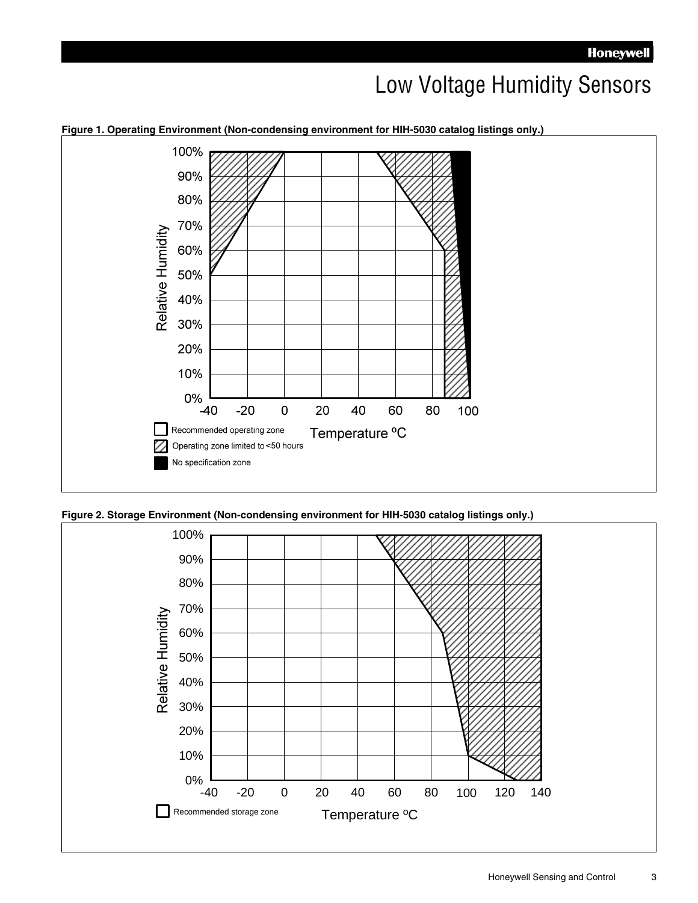# Low Voltage Humidity Sensors

**Figure 1. Operating Environment (Non-condensing environment for HIH-5030 catalog listings only.)**

Relative Humidity

100%
90%
80%
70%
60%
50%
40%
30%
20%
10%
0%

-40 -20 0 20 40 60 80 100

Temperature ºC

- Recommended operating zone
- Operating zone limited to <50 hours
- No specification zone

**Figure 2. Storage Environment (Non-condensing environment for HIH-5030 catalog listings only.)**

Relative Humidity

100%
90%
80%
70%
60%
50%
40%
30%
20%
10%
0%

-40 -20 0 20 40 60 80 100 120 140

Temperature ºC

- Recommended storage zone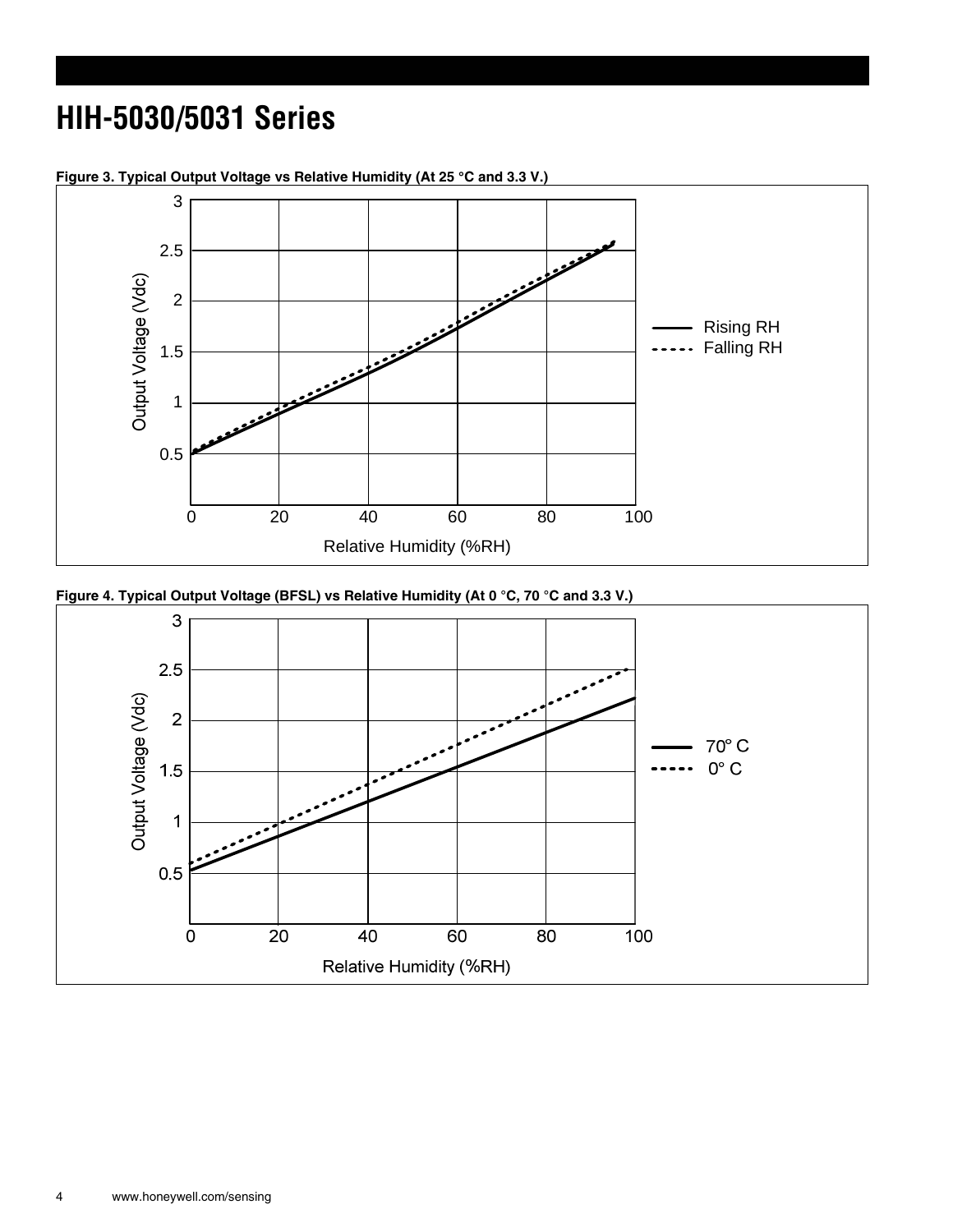# HIH-5030/5031 Series

**Figure 3. Typical Output Voltage vs Relative Humidity (At 25 °C and 3.3 V.)**

**Figure 4. Typical Output Voltage (BFSL) vs Relative Humidity (At 0 °C, 70 °C and 3.3 V.)**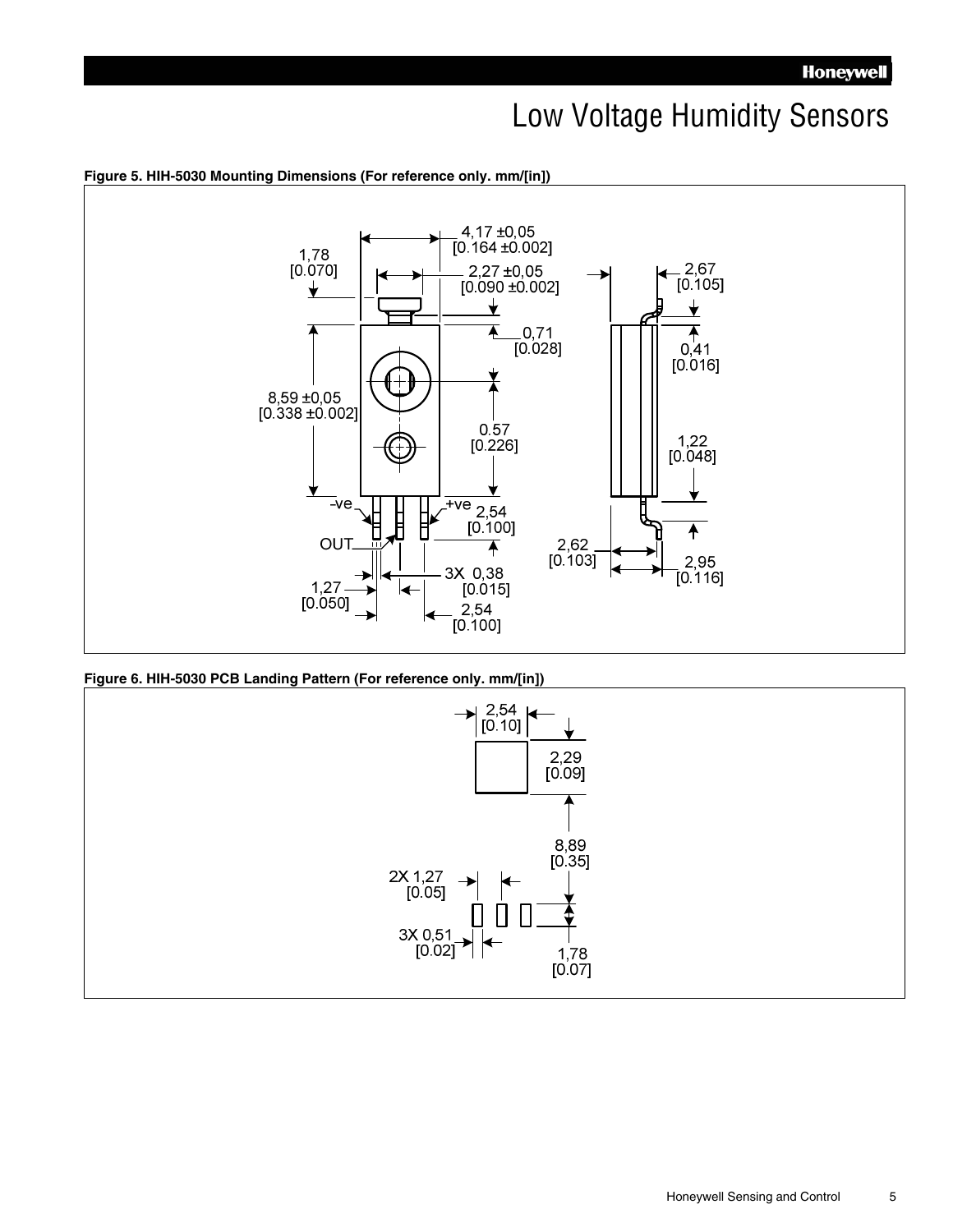# Low Voltage Humidity Sensors

**Figure 5. HIH-5030 Mounting Dimensions (For reference only. mm/[in])**

4,17 ±0,05
[0.164 ±0.002]

1,78
[0.070]

2,27 ±0,05
[0.090 ±0.002]

2,67
[0.105]

0,71
[0.028]

0,41
[0.016]

8,59 ±0,05
[0.338 ±0.002]

0.57
[0.226]

1,22
[0.048]

-ve

+ve

2,54
[0.100]

OUT

2,62
[0.103]

2,95
[0.116]

3X 0,38
[0.015]

1,27
[0.050]

2,54
[0.100]

**Figure 6. HIH-5030 PCB Landing Pattern (For reference only. mm/[in])**

2,54
[0.10]

2,29
[0.09]

8,89
[0.35]

2X 1,27
[0.05]

3X 0,51
[0.02]

1,78
[0.07]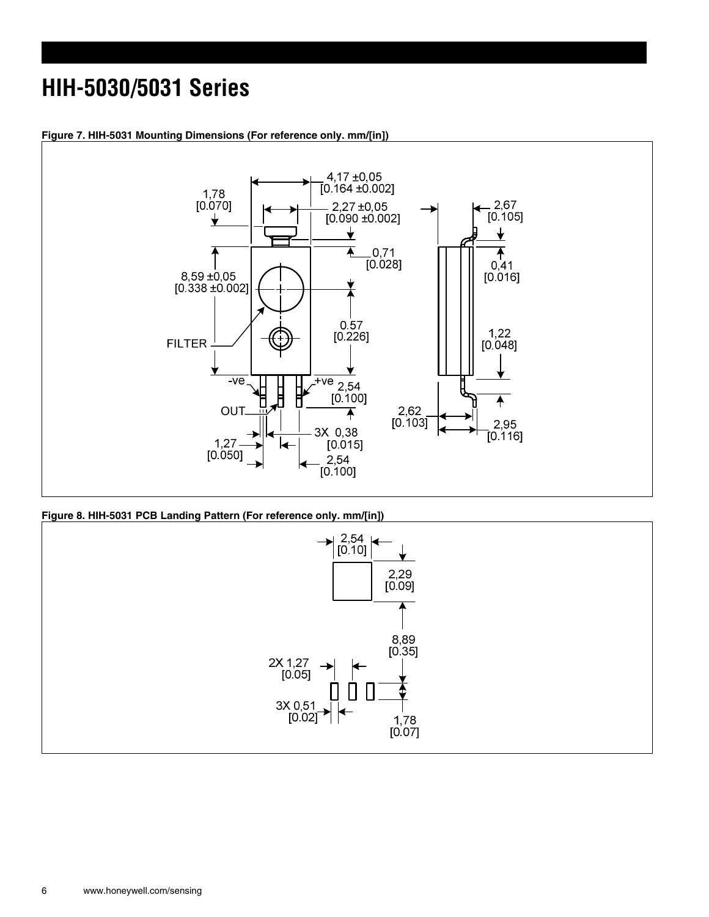# HIH-5030/5031 Series

**Figure 7. HIH-5031 Mounting Dimensions (For reference only. mm/[in])**

4,17 ±0,05
[0.164 ±0.002]

1,78
[0.070]

2,27 ±0,05
[0.090 ±0.002]

0,71
[0.028]

8,59 ±0,05
[0.338 ±0.002]

0.57
[0.226]

FILTER

-ve

+ve

OUT

2,54
[0.100]

3X 0,38
[0.015]

1,27
[0.050]

2,54
[0.100]

2,67
[0.105]

0,41
[0.016]

1,22
[0.048]

2,62
[0.103]

2,95
[0.116]

**Figure 8. HIH-5031 PCB Landing Pattern (For reference only. mm/[in])**

2,54
[0.10]

2,29
[0.09]

8,89
[0.35]

2X 1,27
[0.05]

3X 0,51
[0.02]

1,78
[0.07]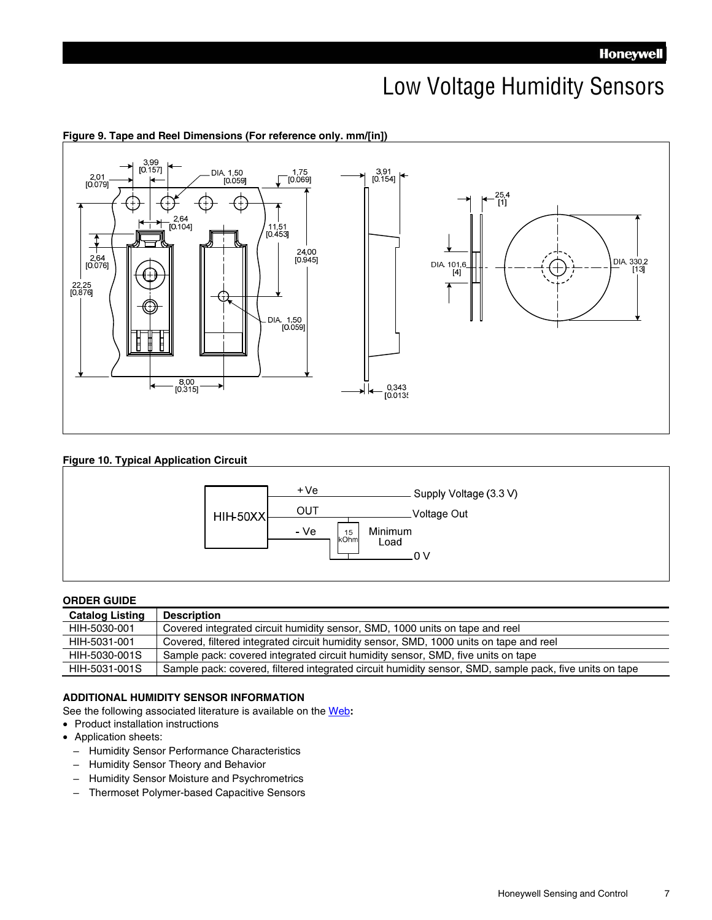**Figure 9. Tape and Reel Dimensions (For reference only. mm/[in])**

**Figure 10. Typical Application Circuit**

**ORDER GUIDE**

| Catalog Listing | Description |
|---|---|
| HIH-5030-001 | Covered integrated circuit humidity sensor, SMD, 1000 units on tape and reel |
| HIH-5031-001 | Covered, filtered integrated circuit humidity sensor, SMD, 1000 units on tape and reel |
| HIH-5030-001S | Sample pack: covered integrated circuit humidity sensor, SMD, five units on tape |
| HIH-5031-001S | Sample pack: covered, filtered integrated circuit humidity sensor, SMD, sample pack, five units on tape |

**ADDITIONAL HUMIDITY SENSOR INFORMATION**

See the following associated literature is available on the Web**:**

- Product installation instructions
- Application sheets:
  - Humidity Sensor Performance Characteristics
  - Humidity Sensor Theory and Behavior
  - Humidity Sensor Moisture and Psychrometrics
  - Thermoset Polymer-based Capacitive Sensors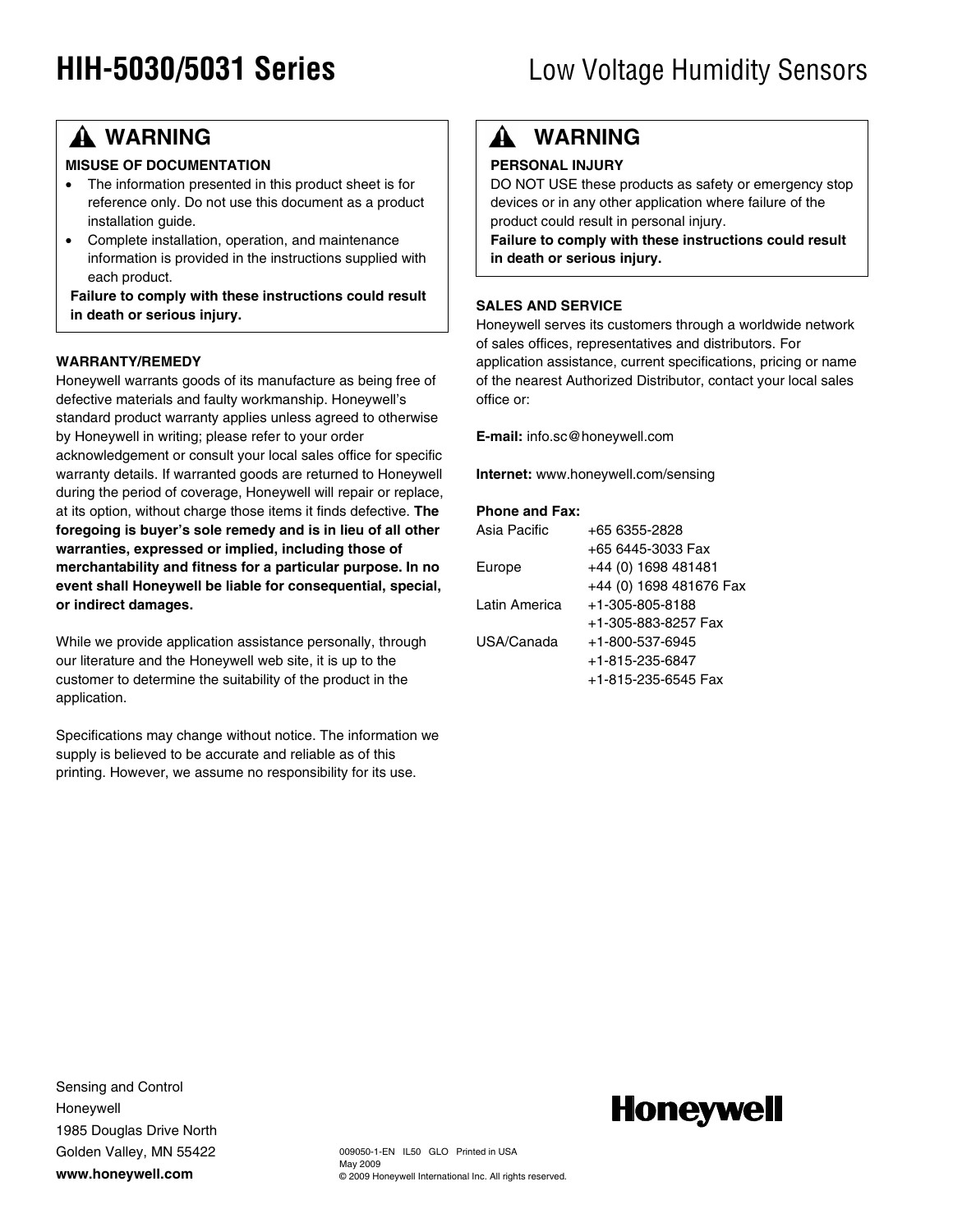## ⚠ WARNING

**MISUSE OF DOCUMENTATION**

- The information presented in this product sheet is for reference only. Do not use this document as a product installation guide.
- Complete installation, operation, and maintenance information is provided in the instructions supplied with each product.

**Failure to comply with these instructions could result in death or serious injury.**

**WARRANTY/REMEDY**

Honeywell warrants goods of its manufacture as being free of defective materials and faulty workmanship. Honeywell's standard product warranty applies unless agreed to otherwise by Honeywell in writing; please refer to your order acknowledgement or consult your local sales office for specific warranty details. If warranted goods are returned to Honeywell during the period of coverage, Honeywell will repair or replace, at its option, without charge those items it finds defective. **The foregoing is buyer's sole remedy and is in lieu of all other warranties, expressed or implied, including those of merchantability and fitness for a particular purpose. In no event shall Honeywell be liable for consequential, special, or indirect damages.**

While we provide application assistance personally, through our literature and the Honeywell web site, it is up to the customer to determine the suitability of the product in the application.

Specifications may change without notice. The information we supply is believed to be accurate and reliable as of this printing. However, we assume no responsibility for its use.

## ⚠ WARNING

**PERSONAL INJURY**

DO NOT USE these products as safety or emergency stop devices or in any other application where failure of the product could result in personal injury.

**Failure to comply with these instructions could result in death or serious injury.**

**SALES AND SERVICE**

Honeywell serves its customers through a worldwide network of sales offices, representatives and distributors. For application assistance, current specifications, pricing or name of the nearest Authorized Distributor, contact your local sales office or:

**E-mail:** info.sc@honeywell.com

**Internet:** www.honeywell.com/sensing

**Phone and Fax:**

| | |
|---|---|
| Asia Pacific | +65 6355-2828 |
| | +65 6445-3033 Fax |
| Europe | +44 (0) 1698 481481 |
| | +44 (0) 1698 481676 Fax |
| Latin America | +1-305-805-8188 |
| | +1-305-883-8257 Fax |
| USA/Canada | +1-800-537-6945 |
| | +1-815-235-6847 |
| | +1-815-235-6545 Fax |

Sensing and Control
Honeywell
1985 Douglas Drive North
Golden Valley, MN 55422
**www.honeywell.com**

009050-1-EN IL50 GLO Printed in USA
May 2009
© 2009 Honeywell International Inc. All rights reserved.

**Honeywell**